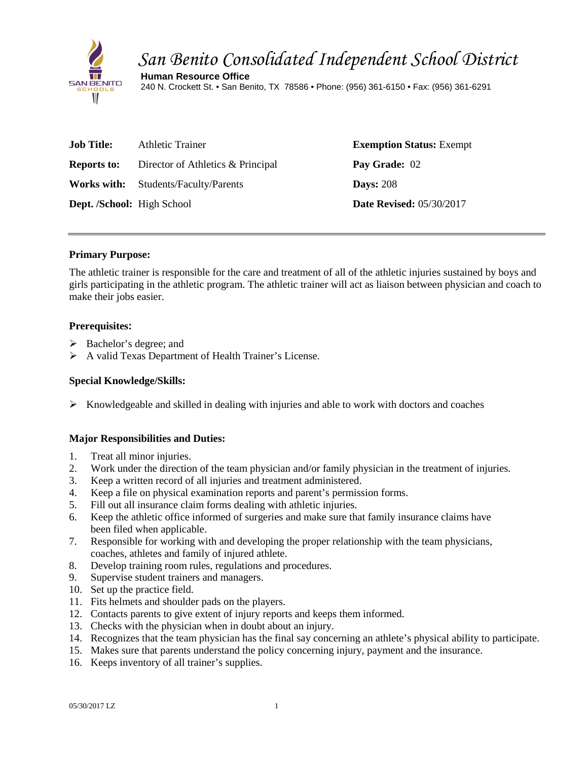# San Benito Consolidated Independent School District

**Human Resource Office**
240 N. Crockett St. • San Benito, TX 78586 • Phone: (956) 361-6150 • Fax: (956) 361-6291

| | | |
|---|---|---|
| **Job Title:** | Athletic Trainer | **Exemption Status:** Exempt |
| **Reports to:** | Director of Athletics & Principal | **Pay Grade:** 02 |
| **Works with:** | Students/Faculty/Parents | **Days:** 208 |
| **Dept. /School:** | High School | **Date Revised:** 05/30/2017 |

---

**Primary Purpose:**

The athletic trainer is responsible for the care and treatment of all of the athletic injuries sustained by boys and girls participating in the athletic program. The athletic trainer will act as liaison between physician and coach to make their jobs easier.

**Prerequisites:**

- Bachelor's degree; and
- A valid Texas Department of Health Trainer's License.

**Special Knowledge/Skills:**

- Knowledgeable and skilled in dealing with injuries and able to work with doctors and coaches

**Major Responsibilities and Duties:**

1. Treat all minor injuries.
2. Work under the direction of the team physician and/or family physician in the treatment of injuries.
3. Keep a written record of all injuries and treatment administered.
4. Keep a file on physical examination reports and parent's permission forms.
5. Fill out all insurance claim forms dealing with athletic injuries.
6. Keep the athletic office informed of surgeries and make sure that family insurance claims have been filed when applicable.
7. Responsible for working with and developing the proper relationship with the team physicians, coaches, athletes and family of injured athlete.
8. Develop training room rules, regulations and procedures.
9. Supervise student trainers and managers.
10. Set up the practice field.
11. Fits helmets and shoulder pads on the players.
12. Contacts parents to give extent of injury reports and keeps them informed.
13. Checks with the physician when in doubt about an injury.
14. Recognizes that the team physician has the final say concerning an athlete's physical ability to participate.
15. Makes sure that parents understand the policy concerning injury, payment and the insurance.
16. Keeps inventory of all trainer's supplies.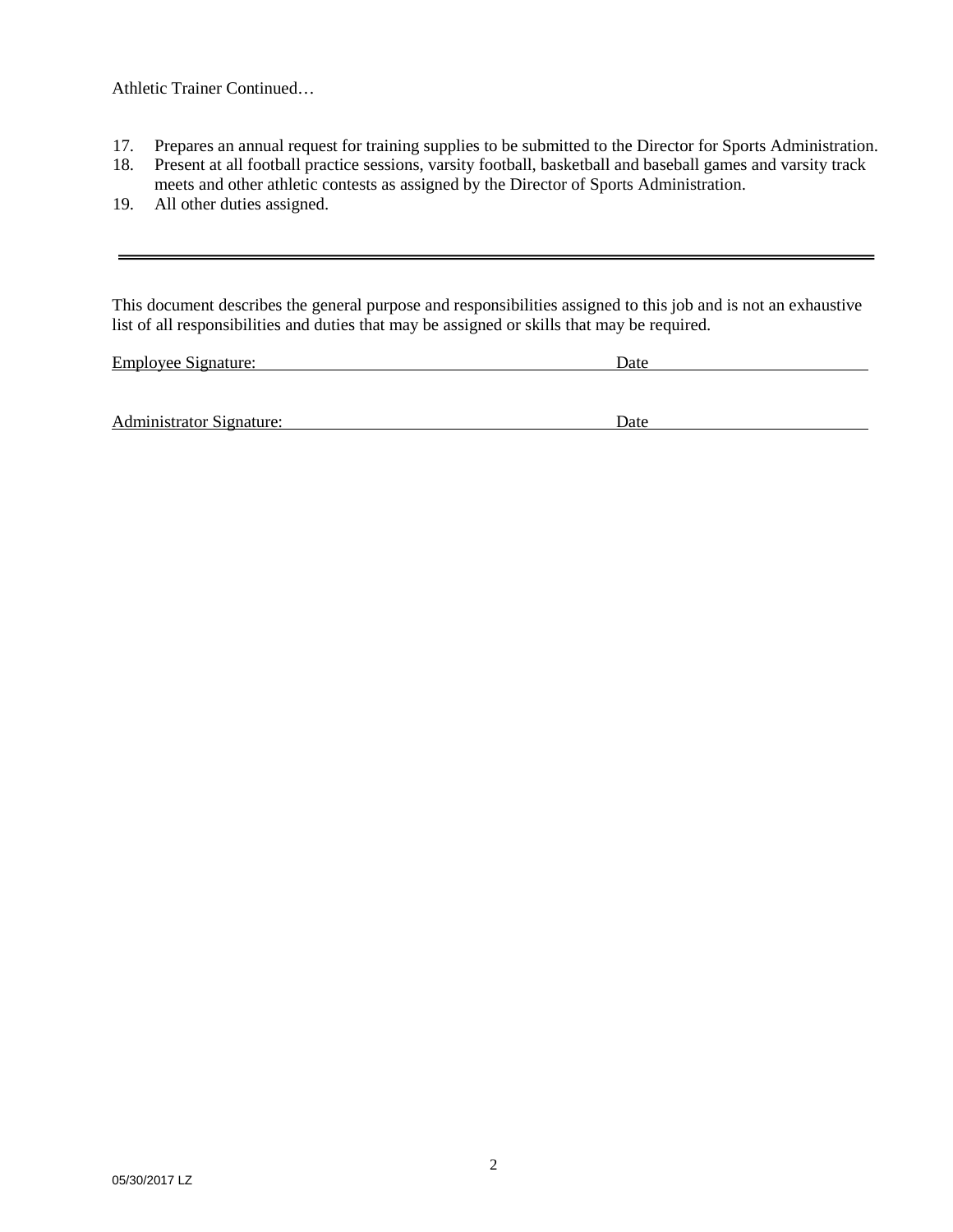Athletic Trainer Continued…

17. Prepares an annual request for training supplies to be submitted to the Director for Sports Administration.
18. Present at all football practice sessions, varsity football, basketball and baseball games and varsity track meets and other athletic contests as assigned by the Director of Sports Administration.
19. All other duties assigned.

---

This document describes the general purpose and responsibilities assigned to this job and is not an exhaustive list of all responsibilities and duties that may be assigned or skills that may be required.

Employee Signature: \_\_\_\_\_\_\_\_\_\_\_\_\_\_\_\_\_\_\_\_\_\_\_\_\_\_\_\_ Date \_\_\_\_\_\_\_\_\_\_\_\_\_\_\_\_\_\_\_\_

Administrator Signature: \_\_\_\_\_\_\_\_\_\_\_\_\_\_\_\_\_\_\_\_\_\_\_\_\_\_\_\_ Date \_\_\_\_\_\_\_\_\_\_\_\_\_\_\_\_\_\_\_\_

05/30/2017 LZ